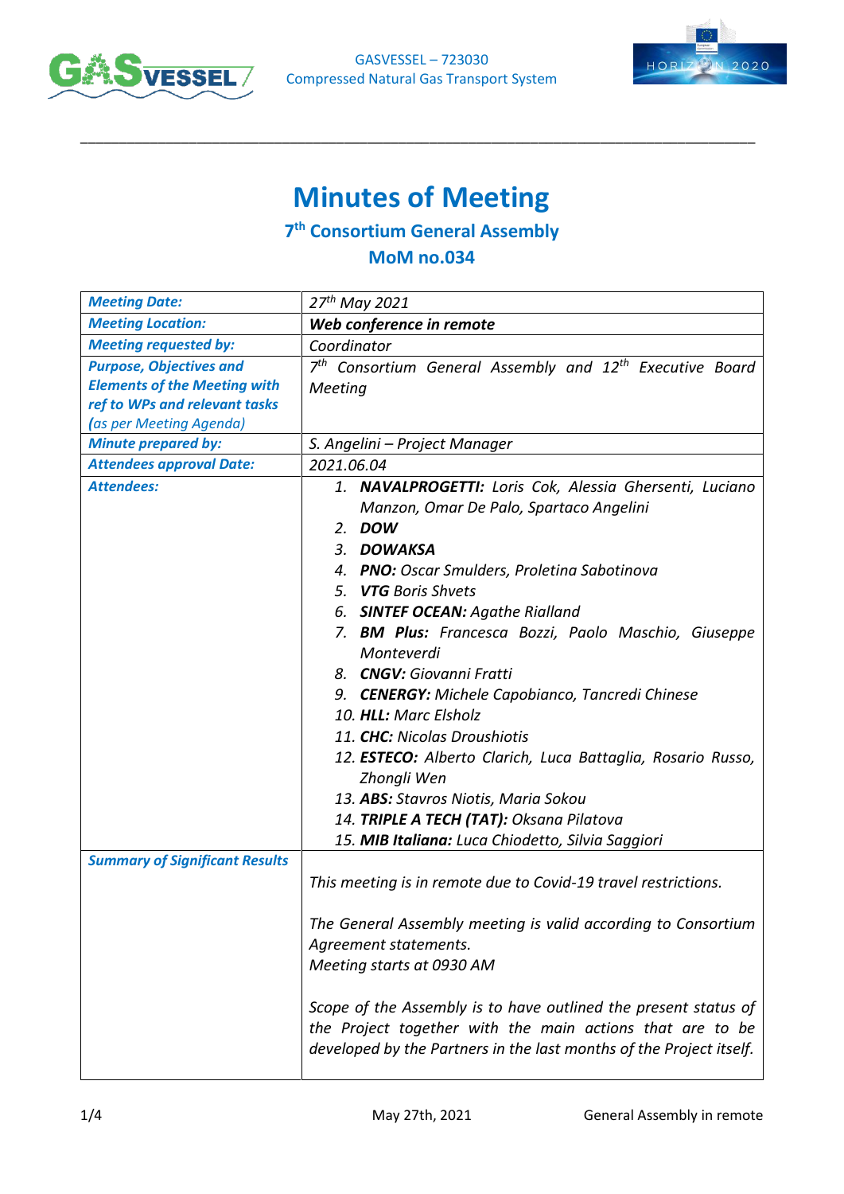GASVESSEL – 723030
Compressed Natural Gas Transport System

# Minutes of Meeting

## 7th Consortium General Assembly

## MoM no.034

| | |
|---|---|
| ***Meeting Date:*** | *27th May 2021* |
| ***Meeting Location:*** | ***Web conference in remote*** |
| ***Meeting requested by:*** | *Coordinator* |
| ***Purpose, Objectives and Elements of the Meeting with ref to WPs and relevant tasks (as per Meeting Agenda)*** | *7th Consortium General Assembly and 12th Executive Board Meeting* |
| ***Minute prepared by:*** | *S. Angelini – Project Manager* |
| ***Attendees approval Date:*** | *2021.06.04* |
| ***Attendees:*** | 1. ***NAVALPROGETTI:*** *Loris Cok, Alessia Ghersenti, Luciano Manzon, Omar De Palo, Spartaco Angelini*<br>2. ***DOW***<br>3. ***DOWAKSA***<br>4. ***PNO:*** *Oscar Smulders, Proletina Sabotinova*<br>5. ***VTG*** *Boris Shvets*<br>6. ***SINTEF OCEAN:*** *Agathe Rialland*<br>7. ***BM Plus:*** *Francesca Bozzi, Paolo Maschio, Giuseppe Monteverdi*<br>8. ***CNGV:*** *Giovanni Fratti*<br>9. ***CENERGY:*** *Michele Capobianco, Tancredi Chinese*<br>10. ***HLL:*** *Marc Elsholz*<br>11. ***CHC:*** *Nicolas Droushiotis*<br>12. ***ESTECO:*** *Alberto Clarich, Luca Battaglia, Rosario Russo, Zhongli Wen*<br>13. ***ABS:*** *Stavros Niotis, Maria Sokou*<br>14. ***TRIPLE A TECH (TAT):*** *Oksana Pilatova*<br>15. ***MIB Italiana:*** *Luca Chiodetto, Silvia Saggiori* |
| ***Summary of Significant Results*** | *This meeting is in remote due to Covid-19 travel restrictions.*<br><br>*The General Assembly meeting is valid according to Consortium Agreement statements.*<br>*Meeting starts at 0930 AM*<br><br>*Scope of the Assembly is to have outlined the present status of the Project together with the main actions that are to be developed by the Partners in the last months of the Project itself.* |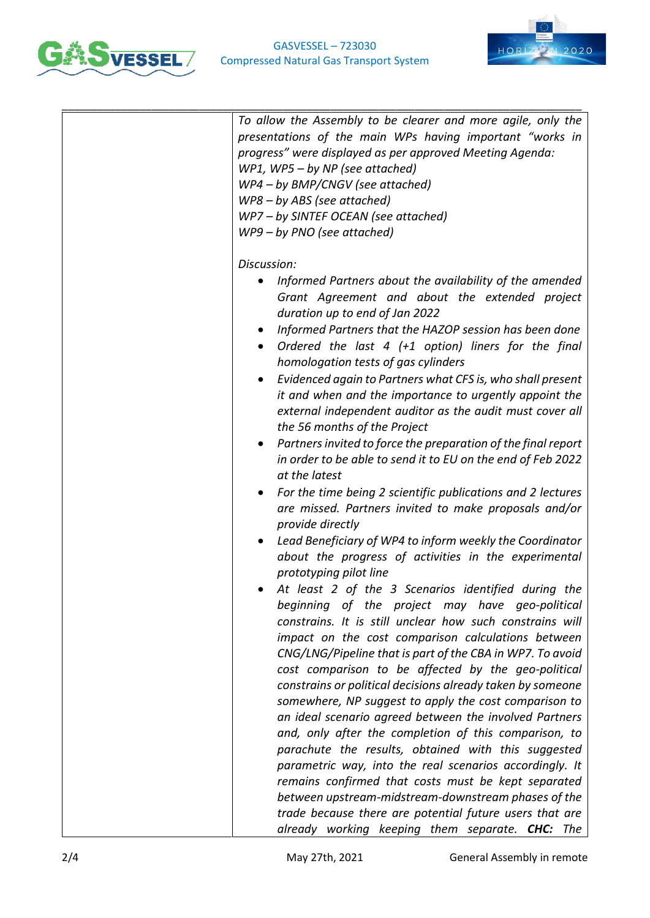| | *To allow the Assembly to be clearer and more agile, only the presentations of the main WPs having important "works in progress" were displayed as per approved Meeting Agenda:*<br>*WP1, WP5 – by NP (see attached)*<br>*WP4 – by BMP/CNGV (see attached)*<br>*WP8 – by ABS (see attached)*<br>*WP7 – by SINTEF OCEAN (see attached)*<br>*WP9 – by PNO (see attached)*<br><br>*Discussion:*<br>• *Informed Partners about the availability of the amended Grant Agreement and about the extended project duration up to end of Jan 2022*<br>• *Informed Partners that the HAZOP session has been done*<br>• *Ordered the last 4 (+1 option) liners for the final homologation tests of gas cylinders*<br>• *Evidenced again to Partners what CFS is, who shall present it and when and the importance to urgently appoint the external independent auditor as the audit must cover all the 56 months of the Project*<br>• *Partners invited to force the preparation of the final report in order to be able to send it to EU on the end of Feb 2022 at the latest*<br>• *For the time being 2 scientific publications and 2 lectures are missed. Partners invited to make proposals and/or provide directly*<br>• *Lead Beneficiary of WP4 to inform weekly the Coordinator about the progress of activities in the experimental prototyping pilot line*<br>• *At least 2 of the 3 Scenarios identified during the beginning of the project may have geo-political constrains. It is still unclear how such constrains will impact on the cost comparison calculations between CNG/LNG/Pipeline that is part of the CBA in WP7. To avoid cost comparison to be affected by the geo-political constrains or political decisions already taken by someone somewhere, NP suggest to apply the cost comparison to an ideal scenario agreed between the involved Partners and, only after the completion of this comparison, to parachute the results, obtained with this suggested parametric way, into the real scenarios accordingly. It remains confirmed that costs must be kept separated between upstream-midstream-downstream phases of the trade because there are potential future users that are already working keeping them separate.* ***CHC:*** *The* |
|---|---|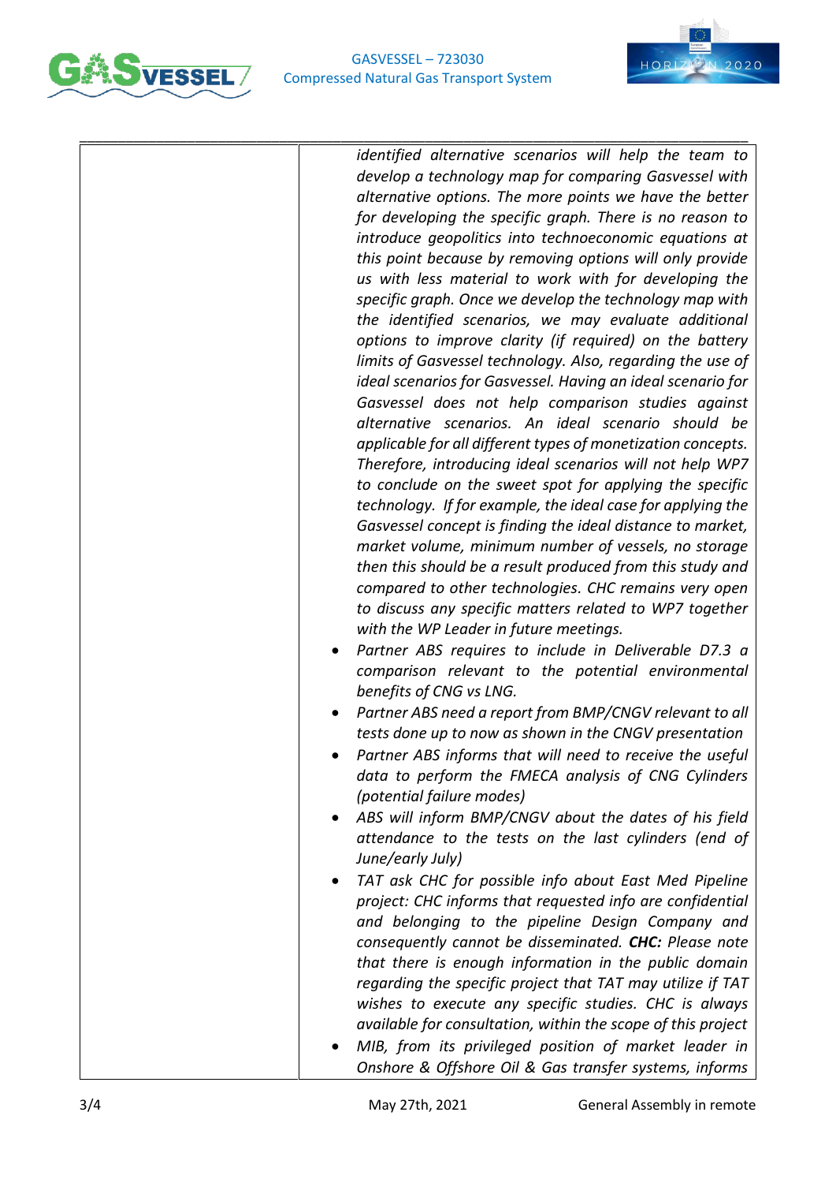| | *identified alternative scenarios will help the team to develop a technology map for comparing Gasvessel with alternative options. The more points we have the better for developing the specific graph. There is no reason to introduce geopolitics into technoeconomic equations at this point because by removing options will only provide us with less material to work with for developing the specific graph. Once we develop the technology map with the identified scenarios, we may evaluate additional options to improve clarity (if required) on the battery limits of Gasvessel technology. Also, regarding the use of ideal scenarios for Gasvessel. Having an ideal scenario for Gasvessel does not help comparison studies against alternative scenarios. An ideal scenario should be applicable for all different types of monetization concepts. Therefore, introducing ideal scenarios will not help WP7 to conclude on the sweet spot for applying the specific technology. If for example, the ideal case for applying the Gasvessel concept is finding the ideal distance to market, market volume, minimum number of vessels, no storage then this should be a result produced from this study and compared to other technologies. CHC remains very open to discuss any specific matters related to WP7 together with the WP Leader in future meetings.*<br>• *Partner ABS requires to include in Deliverable D7.3 a comparison relevant to the potential environmental benefits of CNG vs LNG.*<br>• *Partner ABS need a report from BMP/CNGV relevant to all tests done up to now as shown in the CNGV presentation*<br>• *Partner ABS informs that will need to receive the useful data to perform the FMECA analysis of CNG Cylinders (potential failure modes)*<br>• *ABS will inform BMP/CNGV about the dates of his field attendance to the tests on the last cylinders (end of June/early July)*<br>• *TAT ask CHC for possible info about East Med Pipeline project: CHC informs that requested info are confidential and belonging to the pipeline Design Company and consequently cannot be disseminated.* ***CHC:*** *Please note that there is enough information in the public domain regarding the specific project that TAT may utilize if TAT wishes to execute any specific studies. CHC is always available for consultation, within the scope of this project*<br>• *MIB, from its privileged position of market leader in Onshore & Offshore Oil & Gas transfer systems, informs* |
|---|---|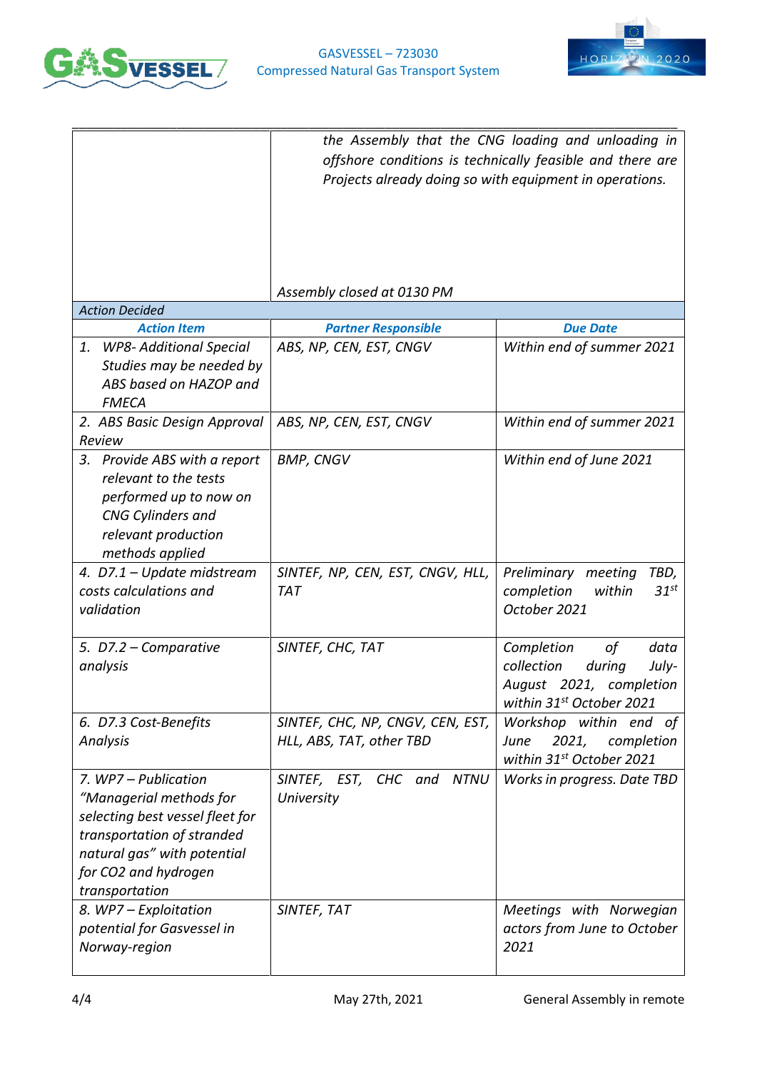| | *the Assembly that the CNG loading and unloading in offshore conditions is technically feasible and there are Projects already doing so with equipment in operations.*<br><br>*Assembly closed at 0130 PM* |
|---|---|

*Action Decided*

| ***Action Item*** | ***Partner Responsible*** | ***Due Date*** |
|---|---|---|
| *1. WP8- Additional Special Studies may be needed by ABS based on HAZOP and FMECA* | *ABS, NP, CEN, EST, CNGV* | *Within end of summer 2021* |
| *2. ABS Basic Design Approval Review* | *ABS, NP, CEN, EST, CNGV* | *Within end of summer 2021* |
| *3. Provide ABS with a report relevant to the tests performed up to now on CNG Cylinders and relevant production methods applied* | *BMP, CNGV* | *Within end of June 2021* |
| *4. D7.1 – Update midstream costs calculations and validation* | *SINTEF, NP, CEN, EST, CNGV, HLL, TAT* | *Preliminary meeting TBD, completion within 31st October 2021* |
| *5. D7.2 – Comparative analysis* | *SINTEF, CHC, TAT* | *Completion of data collection during July-August 2021, completion within 31st October 2021* |
| *6. D7.3 Cost-Benefits Analysis* | *SINTEF, CHC, NP, CNGV, CEN, EST, HLL, ABS, TAT, other TBD* | *Workshop within end of June 2021, completion within 31st October 2021* |
| *7. WP7 – Publication "Managerial methods for selecting best vessel fleet for transportation of stranded natural gas" with potential for CO2 and hydrogen transportation* | *SINTEF, EST, CHC and NTNU University* | *Works in progress. Date TBD* |
| *8. WP7 – Exploitation potential for Gasvessel in Norway-region* | *SINTEF, TAT* | *Meetings with Norwegian actors from June to October 2021* |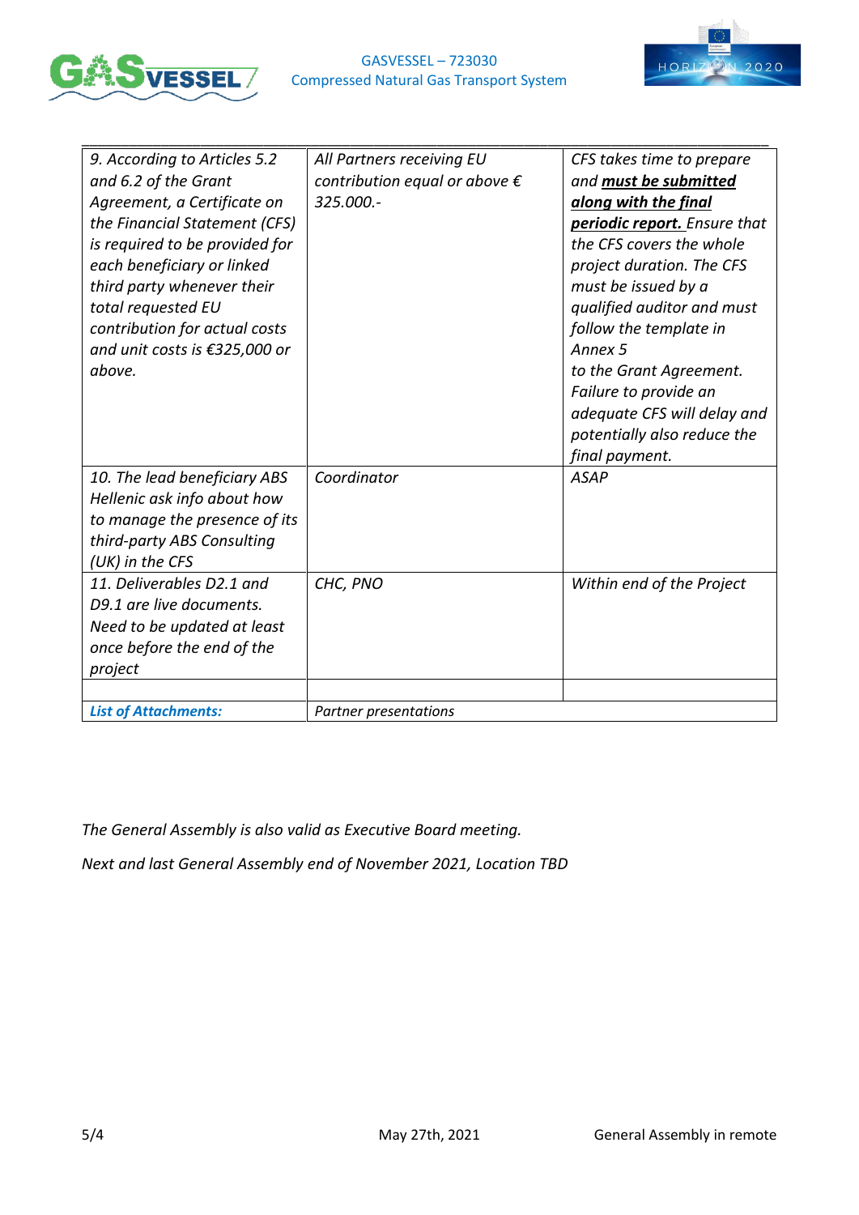| | | |
|---|---|---|
| *9. According to Articles 5.2 and 6.2 of the Grant Agreement, a Certificate on the Financial Statement (CFS) is required to be provided for each beneficiary or linked third party whenever their total requested EU contribution for actual costs and unit costs is €325,000 or above.* | *All Partners receiving EU contribution equal or above € 325.000.-* | *CFS takes time to prepare and* ***must be submitted along with the final periodic report.*** *Ensure that the CFS covers the whole project duration. The CFS must be issued by a qualified auditor and must follow the template in Annex 5 to the Grant Agreement. Failure to provide an adequate CFS will delay and potentially also reduce the final payment.* |
| *10. The lead beneficiary ABS Hellenic ask info about how to manage the presence of its third-party ABS Consulting (UK) in the CFS* | *Coordinator* | *ASAP* |
| *11. Deliverables D2.1 and D9.1 are live documents. Need to be updated at least once before the end of the project* | *CHC, PNO* | *Within end of the Project* |
| | | |
| ***List of Attachments:*** | *Partner presentations* | |

*The General Assembly is also valid as Executive Board meeting.*

*Next and last General Assembly end of November 2021, Location TBD*